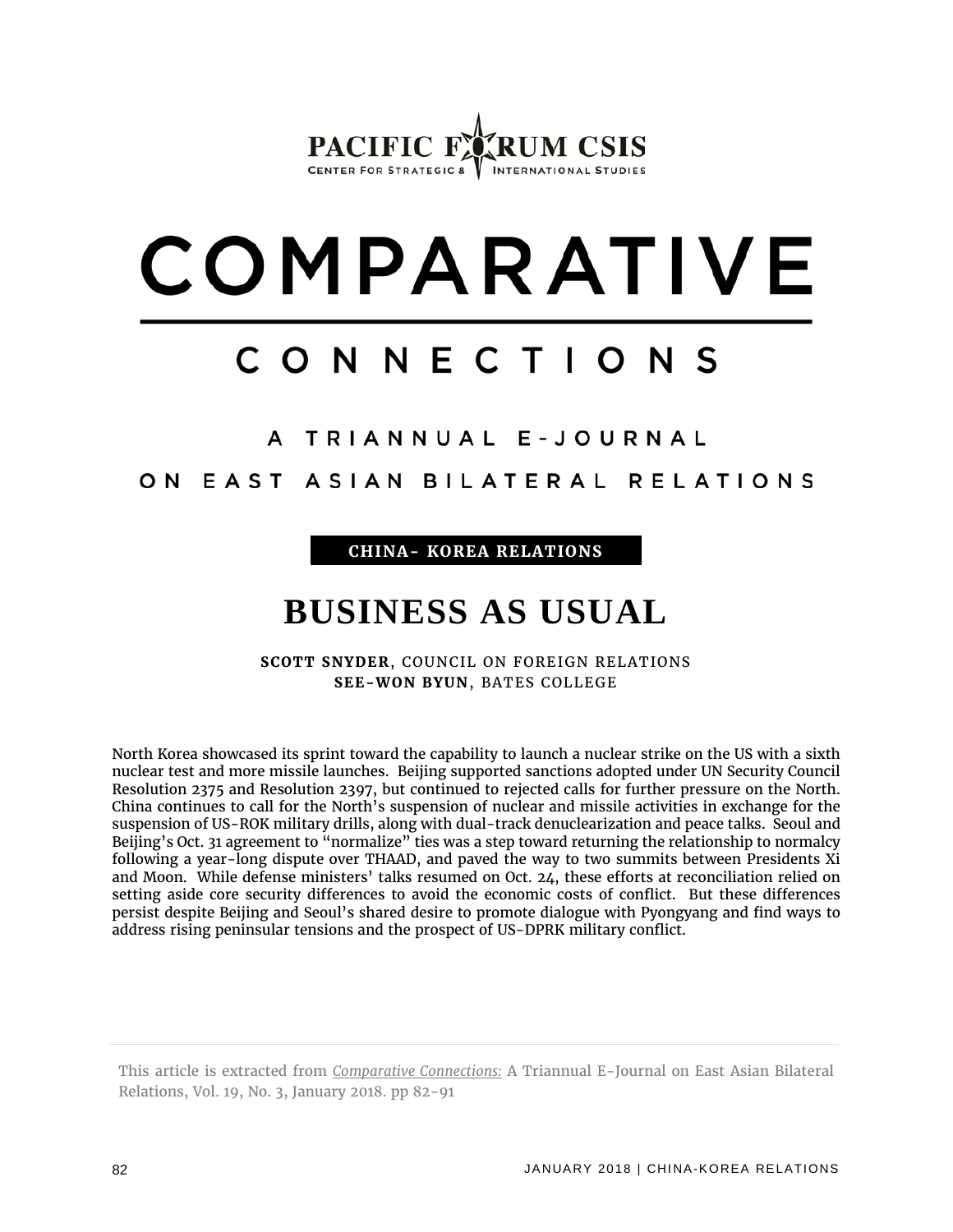PACIFIC FORUM CSIS
CENTER FOR STRATEGIC & INTERNATIONAL STUDIES

# COMPARATIVE CONNECTIONS

A TRIANNUAL E-JOURNAL ON EAST ASIAN BILATERAL RELATIONS

**CHINA- KOREA RELATIONS**

# BUSINESS AS USUAL

**SCOTT SNYDER**, COUNCIL ON FOREIGN RELATIONS
**SEE-WON BYUN**, BATES COLLEGE

North Korea showcased its sprint toward the capability to launch a nuclear strike on the US with a sixth nuclear test and more missile launches. Beijing supported sanctions adopted under UN Security Council Resolution 2375 and Resolution 2397, but continued to rejected calls for further pressure on the North. China continues to call for the North's suspension of nuclear and missile activities in exchange for the suspension of US-ROK military drills, along with dual-track denuclearization and peace talks. Seoul and Beijing's Oct. 31 agreement to "normalize" ties was a step toward returning the relationship to normalcy following a year-long dispute over THAAD, and paved the way to two summits between Presidents Xi and Moon. While defense ministers' talks resumed on Oct. 24, these efforts at reconciliation relied on setting aside core security differences to avoid the economic costs of conflict. But these differences persist despite Beijing and Seoul's shared desire to promote dialogue with Pyongyang and find ways to address rising peninsular tensions and the prospect of US-DPRK military conflict.

This article is extracted from *Comparative Connections:* A Triannual E-Journal on East Asian Bilateral Relations, Vol. 19, No. 3, January 2018. pp 82-91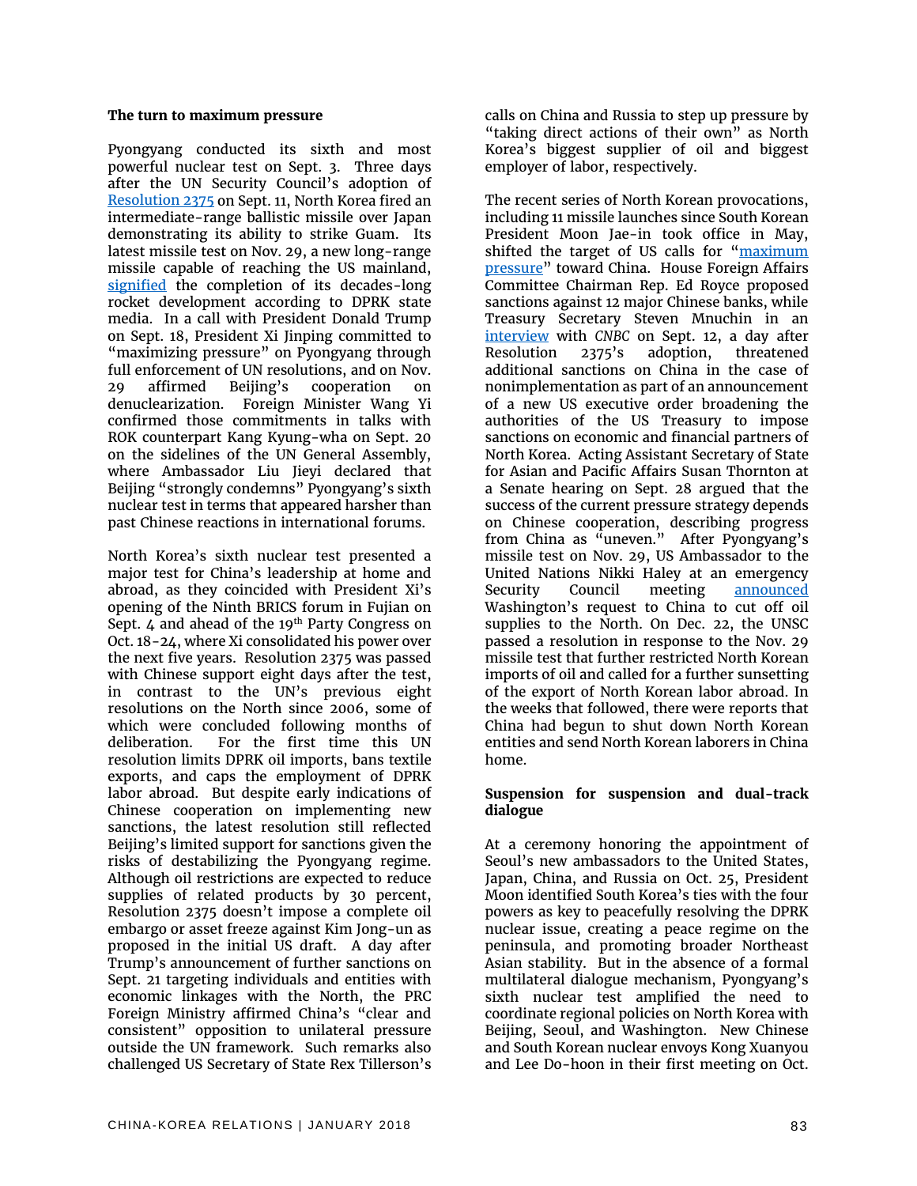### The turn to maximum pressure

Pyongyang conducted its sixth and most powerful nuclear test on Sept. 3. Three days after the UN Security Council's adoption of Resolution 2375 on Sept. 11, North Korea fired an intermediate-range ballistic missile over Japan demonstrating its ability to strike Guam. Its latest missile test on Nov. 29, a new long-range missile capable of reaching the US mainland, signified the completion of its decades-long rocket development according to DPRK state media. In a call with President Donald Trump on Sept. 18, President Xi Jinping committed to "maximizing pressure" on Pyongyang through full enforcement of UN resolutions, and on Nov. 29 affirmed Beijing's cooperation on denuclearization. Foreign Minister Wang Yi confirmed those commitments in talks with ROK counterpart Kang Kyung-wha on Sept. 20 on the sidelines of the UN General Assembly, where Ambassador Liu Jieyi declared that Beijing "strongly condemns" Pyongyang's sixth nuclear test in terms that appeared harsher than past Chinese reactions in international forums.

North Korea's sixth nuclear test presented a major test for China's leadership at home and abroad, as they coincided with President Xi's opening of the Ninth BRICS forum in Fujian on Sept. 4 and ahead of the 19th Party Congress on Oct. 18-24, where Xi consolidated his power over the next five years. Resolution 2375 was passed with Chinese support eight days after the test, in contrast to the UN's previous eight resolutions on the North since 2006, some of which were concluded following months of deliberation. For the first time this UN resolution limits DPRK oil imports, bans textile exports, and caps the employment of DPRK labor abroad. But despite early indications of Chinese cooperation on implementing new sanctions, the latest resolution still reflected Beijing's limited support for sanctions given the risks of destabilizing the Pyongyang regime. Although oil restrictions are expected to reduce supplies of related products by 30 percent, Resolution 2375 doesn't impose a complete oil embargo or asset freeze against Kim Jong-un as proposed in the initial US draft. A day after Trump's announcement of further sanctions on Sept. 21 targeting individuals and entities with economic linkages with the North, the PRC Foreign Ministry affirmed China's "clear and consistent" opposition to unilateral pressure outside the UN framework. Such remarks also challenged US Secretary of State Rex Tillerson's calls on China and Russia to step up pressure by "taking direct actions of their own" as North Korea's biggest supplier of oil and biggest employer of labor, respectively.

The recent series of North Korean provocations, including 11 missile launches since South Korean President Moon Jae-in took office in May, shifted the target of US calls for "maximum pressure" toward China. House Foreign Affairs Committee Chairman Rep. Ed Royce proposed sanctions against 12 major Chinese banks, while Treasury Secretary Steven Mnuchin in an interview with *CNBC* on Sept. 12, a day after Resolution 2375's adoption, threatened additional sanctions on China in the case of nonimplementation as part of an announcement of a new US executive order broadening the authorities of the US Treasury to impose sanctions on economic and financial partners of North Korea. Acting Assistant Secretary of State for Asian and Pacific Affairs Susan Thornton at a Senate hearing on Sept. 28 argued that the success of the current pressure strategy depends on Chinese cooperation, describing progress from China as "uneven." After Pyongyang's missile test on Nov. 29, US Ambassador to the United Nations Nikki Haley at an emergency Security Council meeting announced Washington's request to China to cut off oil supplies to the North. On Dec. 22, the UNSC passed a resolution in response to the Nov. 29 missile test that further restricted North Korean imports of oil and called for a further sunsetting of the export of North Korean labor abroad. In the weeks that followed, there were reports that China had begun to shut down North Korean entities and send North Korean laborers in China home.

### Suspension for suspension and dual-track dialogue

At a ceremony honoring the appointment of Seoul's new ambassadors to the United States, Japan, China, and Russia on Oct. 25, President Moon identified South Korea's ties with the four powers as key to peacefully resolving the DPRK nuclear issue, creating a peace regime on the peninsula, and promoting broader Northeast Asian stability. But in the absence of a formal multilateral dialogue mechanism, Pyongyang's sixth nuclear test amplified the need to coordinate regional policies on North Korea with Beijing, Seoul, and Washington. New Chinese and South Korean nuclear envoys Kong Xuanyou and Lee Do-hoon in their first meeting on Oct.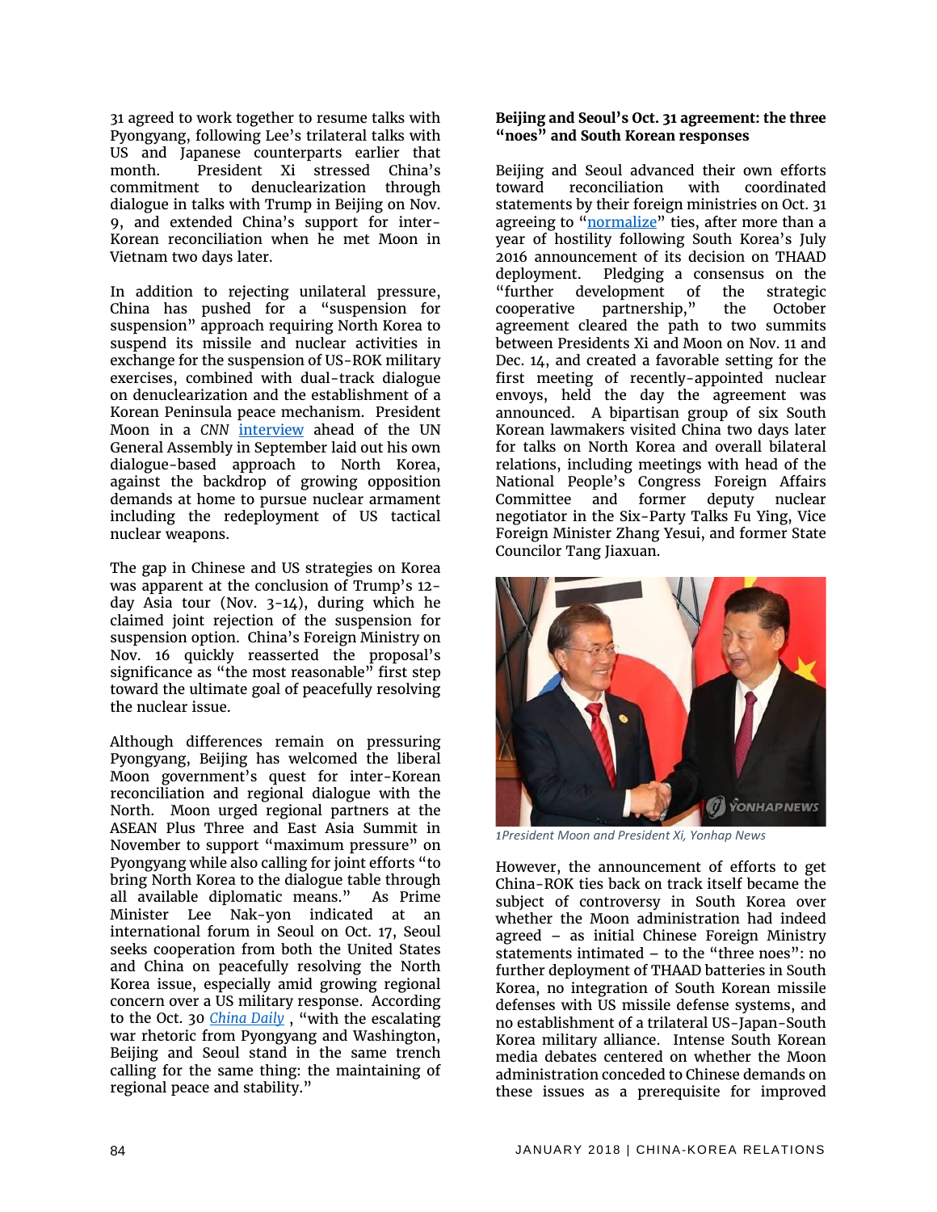31 agreed to work together to resume talks with Pyongyang, following Lee's trilateral talks with US and Japanese counterparts earlier that month. President Xi stressed China's commitment to denuclearization through dialogue in talks with Trump in Beijing on Nov. 9, and extended China's support for inter-Korean reconciliation when he met Moon in Vietnam two days later.

In addition to rejecting unilateral pressure, China has pushed for a "suspension for suspension" approach requiring North Korea to suspend its missile and nuclear activities in exchange for the suspension of US-ROK military exercises, combined with dual-track dialogue on denuclearization and the establishment of a Korean Peninsula peace mechanism. President Moon in a *CNN* interview ahead of the UN General Assembly in September laid out his own dialogue-based approach to North Korea, against the backdrop of growing opposition demands at home to pursue nuclear armament including the redeployment of US tactical nuclear weapons.

The gap in Chinese and US strategies on Korea was apparent at the conclusion of Trump's 12-day Asia tour (Nov. 3-14), during which he claimed joint rejection of the suspension for suspension option. China's Foreign Ministry on Nov. 16 quickly reasserted the proposal's significance as "the most reasonable" first step toward the ultimate goal of peacefully resolving the nuclear issue.

Although differences remain on pressuring Pyongyang, Beijing has welcomed the liberal Moon government's quest for inter-Korean reconciliation and regional dialogue with the North. Moon urged regional partners at the ASEAN Plus Three and East Asia Summit in November to support "maximum pressure" on Pyongyang while also calling for joint efforts "to bring North Korea to the dialogue table through all available diplomatic means." As Prime Minister Lee Nak-yon indicated at an international forum in Seoul on Oct. 17, Seoul seeks cooperation from both the United States and China on peacefully resolving the North Korea issue, especially amid growing regional concern over a US military response. According to the Oct. 30 *China Daily* , "with the escalating war rhetoric from Pyongyang and Washington, Beijing and Seoul stand in the same trench calling for the same thing: the maintaining of regional peace and stability."

**Beijing and Seoul's Oct. 31 agreement: the three "noes" and South Korean responses**

Beijing and Seoul advanced their own efforts toward reconciliation with coordinated statements by their foreign ministries on Oct. 31 agreeing to "normalize" ties, after more than a year of hostility following South Korea's July 2016 announcement of its decision on THAAD deployment. Pledging a consensus on the "further development of the strategic cooperative partnership," the October agreement cleared the path to two summits between Presidents Xi and Moon on Nov. 11 and Dec. 14, and created a favorable setting for the first meeting of recently-appointed nuclear envoys, held the day the agreement was announced. A bipartisan group of six South Korean lawmakers visited China two days later for talks on North Korea and overall bilateral relations, including meetings with head of the National People's Congress Foreign Affairs Committee and former deputy nuclear negotiator in the Six-Party Talks Fu Ying, Vice Foreign Minister Zhang Yesui, and former State Councilor Tang Jiaxuan.

*1President Moon and President Xi, Yonhap News*

However, the announcement of efforts to get China-ROK ties back on track itself became the subject of controversy in South Korea over whether the Moon administration had indeed agreed – as initial Chinese Foreign Ministry statements intimated – to the "three noes": no further deployment of THAAD batteries in South Korea, no integration of South Korean missile defenses with US missile defense systems, and no establishment of a trilateral US-Japan-South Korea military alliance. Intense South Korean media debates centered on whether the Moon administration conceded to Chinese demands on these issues as a prerequisite for improved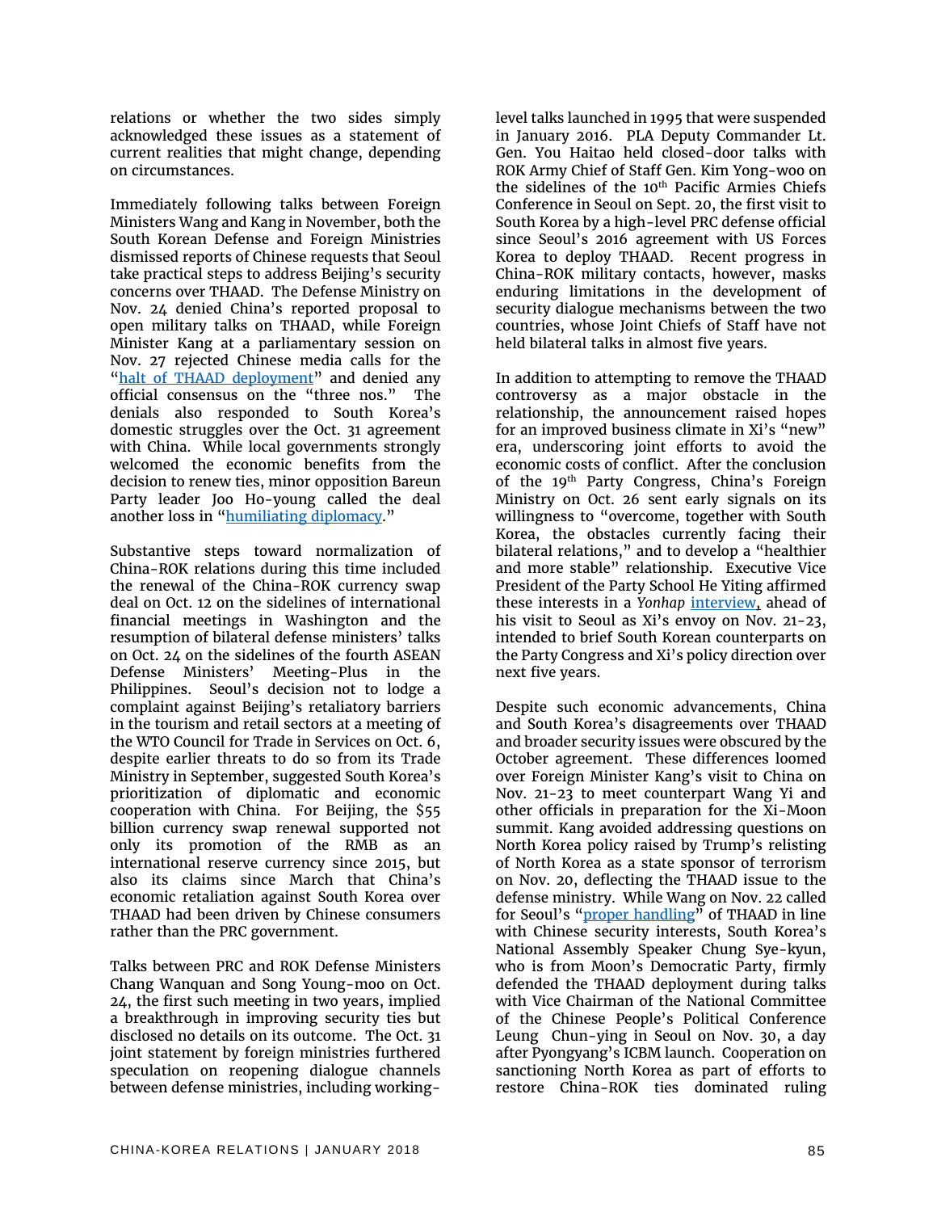relations or whether the two sides simply acknowledged these issues as a statement of current realities that might change, depending on circumstances.

Immediately following talks between Foreign Ministers Wang and Kang in November, both the South Korean Defense and Foreign Ministries dismissed reports of Chinese requests that Seoul take practical steps to address Beijing's security concerns over THAAD. The Defense Ministry on Nov. 24 denied China's reported proposal to open military talks on THAAD, while Foreign Minister Kang at a parliamentary session on Nov. 27 rejected Chinese media calls for the "halt of THAAD deployment" and denied any official consensus on the "three nos." The denials also responded to South Korea's domestic struggles over the Oct. 31 agreement with China. While local governments strongly welcomed the economic benefits from the decision to renew ties, minor opposition Bareun Party leader Joo Ho-young called the deal another loss in "humiliating diplomacy."

Substantive steps toward normalization of China-ROK relations during this time included the renewal of the China-ROK currency swap deal on Oct. 12 on the sidelines of international financial meetings in Washington and the resumption of bilateral defense ministers' talks on Oct. 24 on the sidelines of the fourth ASEAN Defense Ministers' Meeting-Plus in the Philippines. Seoul's decision not to lodge a complaint against Beijing's retaliatory barriers in the tourism and retail sectors at a meeting of the WTO Council for Trade in Services on Oct. 6, despite earlier threats to do so from its Trade Ministry in September, suggested South Korea's prioritization of diplomatic and economic cooperation with China. For Beijing, the $55 billion currency swap renewal supported not only its promotion of the RMB as an international reserve currency since 2015, but also its claims since March that China's economic retaliation against South Korea over THAAD had been driven by Chinese consumers rather than the PRC government.

Talks between PRC and ROK Defense Ministers Chang Wanquan and Song Young-moo on Oct. 24, the first such meeting in two years, implied a breakthrough in improving security ties but disclosed no details on its outcome. The Oct. 31 joint statement by foreign ministries furthered speculation on reopening dialogue channels between defense ministries, including working-level talks launched in 1995 that were suspended in January 2016. PLA Deputy Commander Lt. Gen. You Haitao held closed-door talks with ROK Army Chief of Staff Gen. Kim Yong-woo on the sidelines of the 10th Pacific Armies Chiefs Conference in Seoul on Sept. 20, the first visit to South Korea by a high-level PRC defense official since Seoul's 2016 agreement with US Forces Korea to deploy THAAD. Recent progress in China-ROK military contacts, however, masks enduring limitations in the development of security dialogue mechanisms between the two countries, whose Joint Chiefs of Staff have not held bilateral talks in almost five years.

In addition to attempting to remove the THAAD controversy as a major obstacle in the relationship, the announcement raised hopes for an improved business climate in Xi's "new" era, underscoring joint efforts to avoid the economic costs of conflict. After the conclusion of the 19th Party Congress, China's Foreign Ministry on Oct. 26 sent early signals on its willingness to "overcome, together with South Korea, the obstacles currently facing their bilateral relations," and to develop a "healthier and more stable" relationship. Executive Vice President of the Party School He Yiting affirmed these interests in a *Yonhap* interview, ahead of his visit to Seoul as Xi's envoy on Nov. 21-23, intended to brief South Korean counterparts on the Party Congress and Xi's policy direction over next five years.

Despite such economic advancements, China and South Korea's disagreements over THAAD and broader security issues were obscured by the October agreement. These differences loomed over Foreign Minister Kang's visit to China on Nov. 21-23 to meet counterpart Wang Yi and other officials in preparation for the Xi-Moon summit. Kang avoided addressing questions on North Korea policy raised by Trump's relisting of North Korea as a state sponsor of terrorism on Nov. 20, deflecting the THAAD issue to the defense ministry. While Wang on Nov. 22 called for Seoul's "proper handling" of THAAD in line with Chinese security interests, South Korea's National Assembly Speaker Chung Sye-kyun, who is from Moon's Democratic Party, firmly defended the THAAD deployment during talks with Vice Chairman of the National Committee of the Chinese People's Political Conference Leung Chun-ying in Seoul on Nov. 30, a day after Pyongyang's ICBM launch. Cooperation on sanctioning North Korea as part of efforts to restore China-ROK ties dominated ruling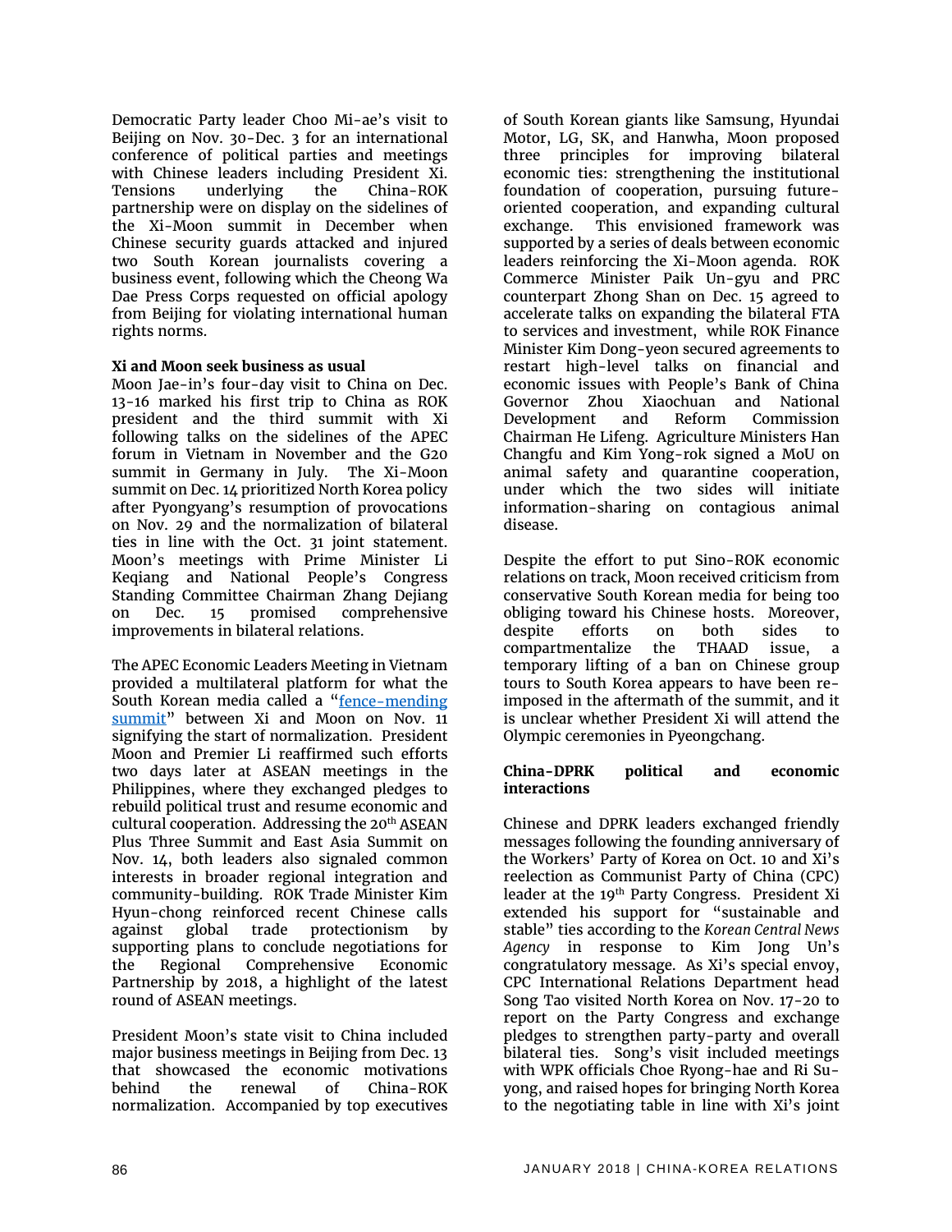Democratic Party leader Choo Mi-ae's visit to Beijing on Nov. 30-Dec. 3 for an international conference of political parties and meetings with Chinese leaders including President Xi. Tensions underlying the China-ROK partnership were on display on the sidelines of the Xi-Moon summit in December when Chinese security guards attacked and injured two South Korean journalists covering a business event, following which the Cheong Wa Dae Press Corps requested on official apology from Beijing for violating international human rights norms.

**Xi and Moon seek business as usual**

Moon Jae-in's four-day visit to China on Dec. 13-16 marked his first trip to China as ROK president and the third summit with Xi following talks on the sidelines of the APEC forum in Vietnam in November and the G20 summit in Germany in July. The Xi-Moon summit on Dec. 14 prioritized North Korea policy after Pyongyang's resumption of provocations on Nov. 29 and the normalization of bilateral ties in line with the Oct. 31 joint statement. Moon's meetings with Prime Minister Li Keqiang and National People's Congress Standing Committee Chairman Zhang Dejiang on Dec. 15 promised comprehensive improvements in bilateral relations.

The APEC Economic Leaders Meeting in Vietnam provided a multilateral platform for what the South Korean media called a "fence-mending summit" between Xi and Moon on Nov. 11 signifying the start of normalization. President Moon and Premier Li reaffirmed such efforts two days later at ASEAN meetings in the Philippines, where they exchanged pledges to rebuild political trust and resume economic and cultural cooperation. Addressing the 20th ASEAN Plus Three Summit and East Asia Summit on Nov. 14, both leaders also signaled common interests in broader regional integration and community-building. ROK Trade Minister Kim Hyun-chong reinforced recent Chinese calls against global trade protectionism by supporting plans to conclude negotiations for the Regional Comprehensive Economic Partnership by 2018, a highlight of the latest round of ASEAN meetings.

President Moon's state visit to China included major business meetings in Beijing from Dec. 13 that showcased the economic motivations behind the renewal of China-ROK normalization. Accompanied by top executives of South Korean giants like Samsung, Hyundai Motor, LG, SK, and Hanwha, Moon proposed three principles for improving bilateral economic ties: strengthening the institutional foundation of cooperation, pursuing future-oriented cooperation, and expanding cultural exchange. This envisioned framework was supported by a series of deals between economic leaders reinforcing the Xi-Moon agenda. ROK Commerce Minister Paik Un-gyu and PRC counterpart Zhong Shan on Dec. 15 agreed to accelerate talks on expanding the bilateral FTA to services and investment, while ROK Finance Minister Kim Dong-yeon secured agreements to restart high-level talks on financial and economic issues with People's Bank of China Governor Zhou Xiaochuan and National Development and Reform Commission Chairman He Lifeng. Agriculture Ministers Han Changfu and Kim Yong-rok signed a MoU on animal safety and quarantine cooperation, under which the two sides will initiate information-sharing on contagious animal disease.

Despite the effort to put Sino-ROK economic relations on track, Moon received criticism from conservative South Korean media for being too obliging toward his Chinese hosts. Moreover, despite efforts on both sides to compartmentalize the THAAD issue, a temporary lifting of a ban on Chinese group tours to South Korea appears to have been re-imposed in the aftermath of the summit, and it is unclear whether President Xi will attend the Olympic ceremonies in Pyeongchang.

**China-DPRK political and economic interactions**

Chinese and DPRK leaders exchanged friendly messages following the founding anniversary of the Workers' Party of Korea on Oct. 10 and Xi's reelection as Communist Party of China (CPC) leader at the 19th Party Congress. President Xi extended his support for "sustainable and stable" ties according to the *Korean Central News Agency* in response to Kim Jong Un's congratulatory message. As Xi's special envoy, CPC International Relations Department head Song Tao visited North Korea on Nov. 17-20 to report on the Party Congress and exchange pledges to strengthen party-party and overall bilateral ties. Song's visit included meetings with WPK officials Choe Ryong-hae and Ri Su-yong, and raised hopes for bringing North Korea to the negotiating table in line with Xi's joint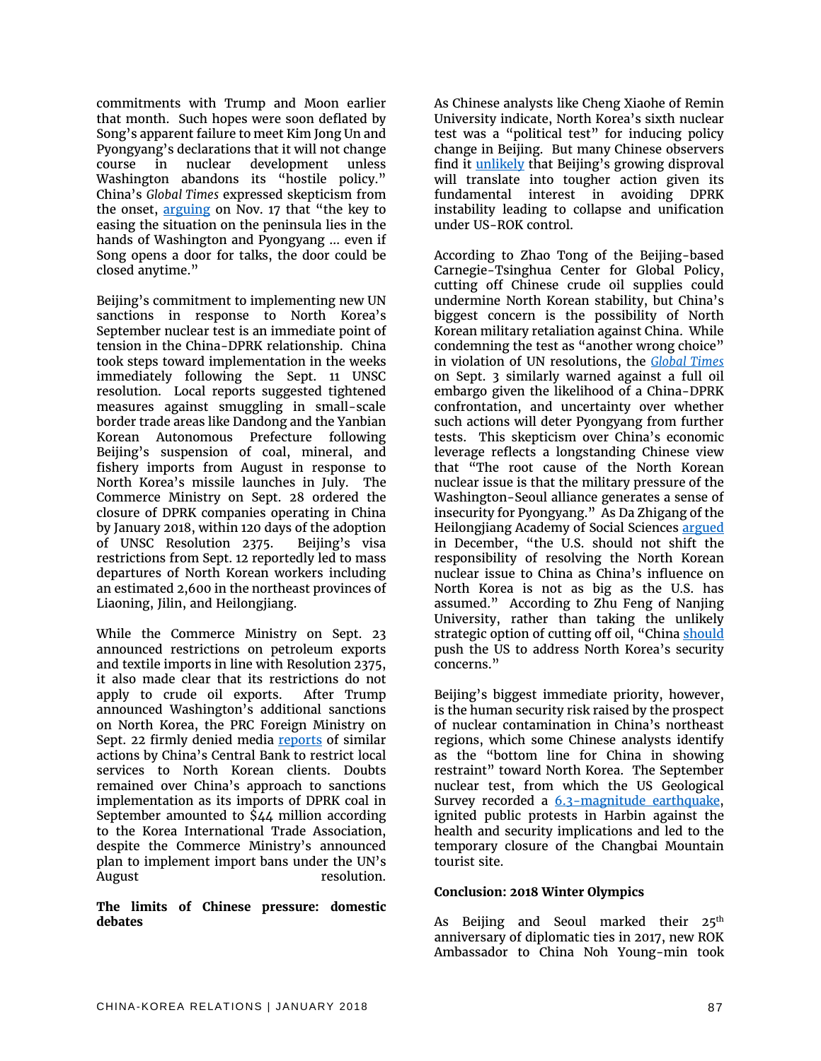commitments with Trump and Moon earlier that month. Such hopes were soon deflated by Song's apparent failure to meet Kim Jong Un and Pyongyang's declarations that it will not change course in nuclear development unless Washington abandons its "hostile policy." China's *Global Times* expressed skepticism from the onset, arguing on Nov. 17 that "the key to easing the situation on the peninsula lies in the hands of Washington and Pyongyang … even if Song opens a door for talks, the door could be closed anytime."

Beijing's commitment to implementing new UN sanctions in response to North Korea's September nuclear test is an immediate point of tension in the China-DPRK relationship. China took steps toward implementation in the weeks immediately following the Sept. 11 UNSC resolution. Local reports suggested tightened measures against smuggling in small-scale border trade areas like Dandong and the Yanbian Korean Autonomous Prefecture following Beijing's suspension of coal, mineral, and fishery imports from August in response to North Korea's missile launches in July. The Commerce Ministry on Sept. 28 ordered the closure of DPRK companies operating in China by January 2018, within 120 days of the adoption of UNSC Resolution 2375. Beijing's visa restrictions from Sept. 12 reportedly led to mass departures of North Korean workers including an estimated 2,600 in the northeast provinces of Liaoning, Jilin, and Heilongjiang.

While the Commerce Ministry on Sept. 23 announced restrictions on petroleum exports and textile imports in line with Resolution 2375, it also made clear that its restrictions do not apply to crude oil exports. After Trump announced Washington's additional sanctions on North Korea, the PRC Foreign Ministry on Sept. 22 firmly denied media reports of similar actions by China's Central Bank to restrict local services to North Korean clients. Doubts remained over China's approach to sanctions implementation as its imports of DPRK coal in September amounted to $44 million according to the Korea International Trade Association, despite the Commerce Ministry's announced plan to implement import bans under the UN's August resolution.

**The limits of Chinese pressure: domestic debates**

As Chinese analysts like Cheng Xiaohe of Remin University indicate, North Korea's sixth nuclear test was a "political test" for inducing policy change in Beijing. But many Chinese observers find it unlikely that Beijing's growing disproval will translate into tougher action given its fundamental interest in avoiding DPRK instability leading to collapse and unification under US-ROK control.

According to Zhao Tong of the Beijing-based Carnegie-Tsinghua Center for Global Policy, cutting off Chinese crude oil supplies could undermine North Korean stability, but China's biggest concern is the possibility of North Korean military retaliation against China. While condemning the test as "another wrong choice" in violation of UN resolutions, the *Global Times* on Sept. 3 similarly warned against a full oil embargo given the likelihood of a China-DPRK confrontation, and uncertainty over whether such actions will deter Pyongyang from further tests. This skepticism over China's economic leverage reflects a longstanding Chinese view that "The root cause of the North Korean nuclear issue is that the military pressure of the Washington-Seoul alliance generates a sense of insecurity for Pyongyang." As Da Zhigang of the Heilongjiang Academy of Social Sciences argued in December, "the U.S. should not shift the responsibility of resolving the North Korean nuclear issue to China as China's influence on North Korea is not as big as the U.S. has assumed." According to Zhu Feng of Nanjing University, rather than taking the unlikely strategic option of cutting off oil, "China should push the US to address North Korea's security concerns."

Beijing's biggest immediate priority, however, is the human security risk raised by the prospect of nuclear contamination in China's northeast regions, which some Chinese analysts identify as the "bottom line for China in showing restraint" toward North Korea. The September nuclear test, from which the US Geological Survey recorded a 6.3-magnitude earthquake, ignited public protests in Harbin against the health and security implications and led to the temporary closure of the Changbai Mountain tourist site.

**Conclusion: 2018 Winter Olympics**

As Beijing and Seoul marked their 25th anniversary of diplomatic ties in 2017, new ROK Ambassador to China Noh Young-min took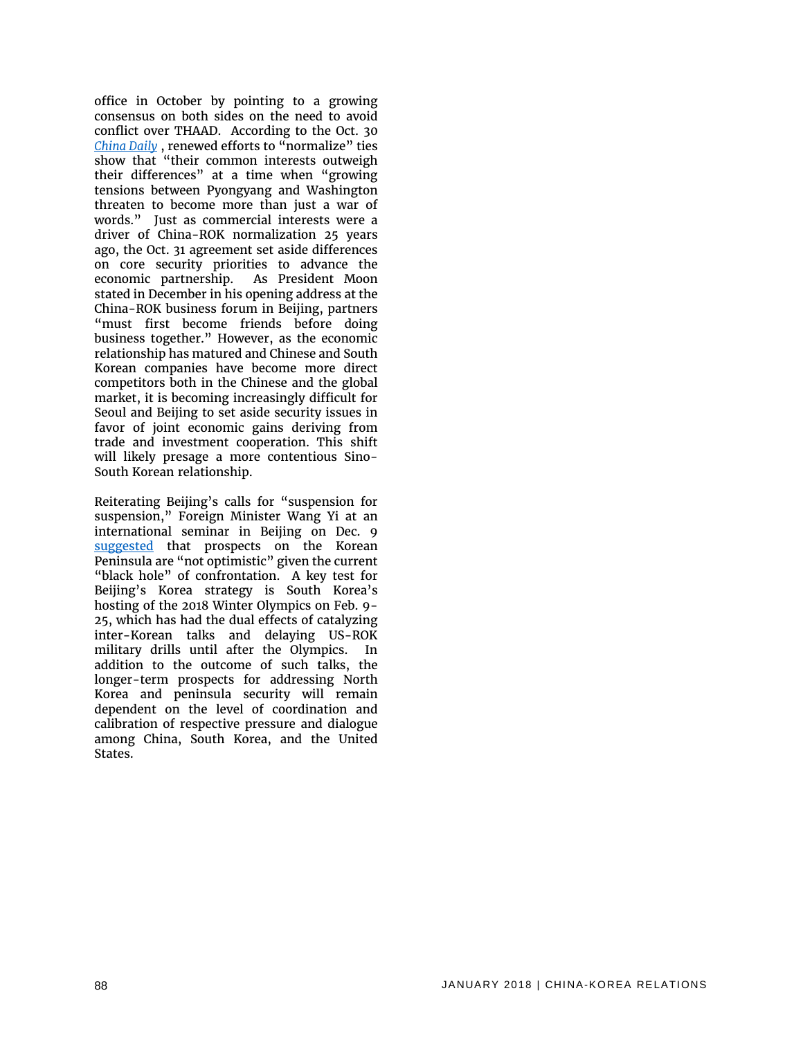office in October by pointing to a growing consensus on both sides on the need to avoid conflict over THAAD. According to the Oct. 30 *China Daily* , renewed efforts to "normalize" ties show that "their common interests outweigh their differences" at a time when "growing tensions between Pyongyang and Washington threaten to become more than just a war of words." Just as commercial interests were a driver of China-ROK normalization 25 years ago, the Oct. 31 agreement set aside differences on core security priorities to advance the economic partnership. As President Moon stated in December in his opening address at the China-ROK business forum in Beijing, partners "must first become friends before doing business together." However, as the economic relationship has matured and Chinese and South Korean companies have become more direct competitors both in the Chinese and the global market, it is becoming increasingly difficult for Seoul and Beijing to set aside security issues in favor of joint economic gains deriving from trade and investment cooperation. This shift will likely presage a more contentious Sino-South Korean relationship.

Reiterating Beijing's calls for "suspension for suspension," Foreign Minister Wang Yi at an international seminar in Beijing on Dec. 9 suggested that prospects on the Korean Peninsula are "not optimistic" given the current "black hole" of confrontation. A key test for Beijing's Korea strategy is South Korea's hosting of the 2018 Winter Olympics on Feb. 9-25, which has had the dual effects of catalyzing inter-Korean talks and delaying US-ROK military drills until after the Olympics. In addition to the outcome of such talks, the longer-term prospects for addressing North Korea and peninsula security will remain dependent on the level of coordination and calibration of respective pressure and dialogue among China, South Korea, and the United States.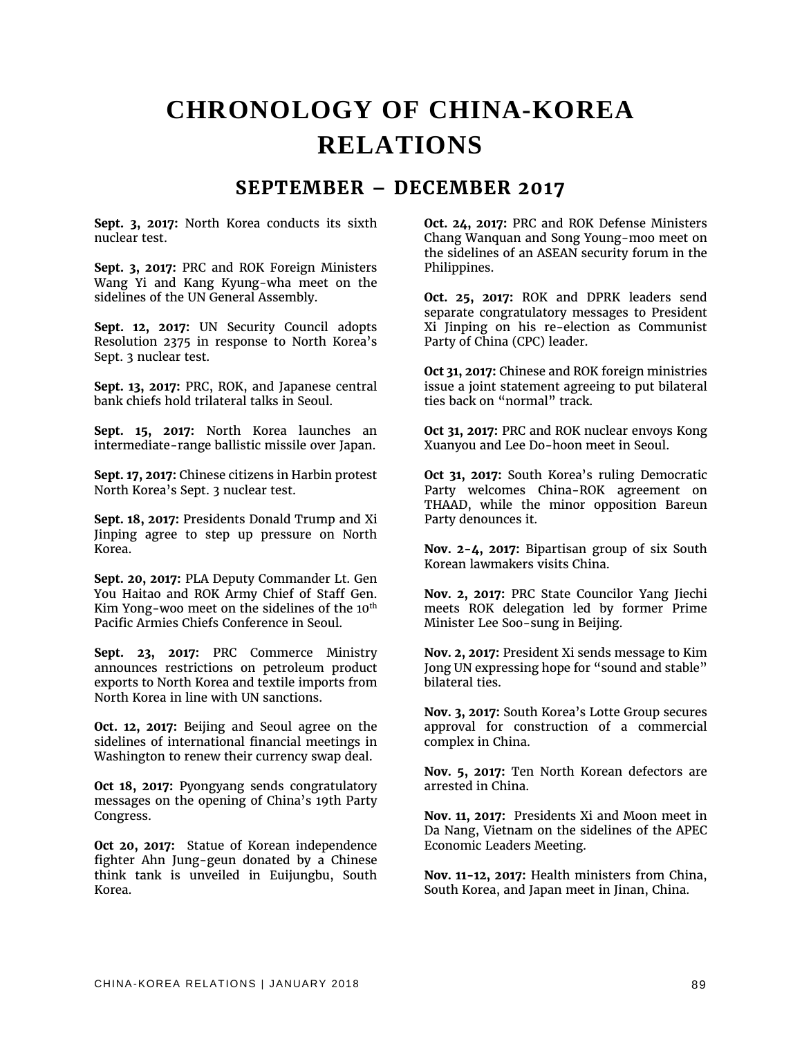# CHRONOLOGY OF CHINA-KOREA RELATIONS

## SEPTEMBER – DECEMBER 2017

**Sept. 3, 2017:** North Korea conducts its sixth nuclear test.

**Sept. 3, 2017:** PRC and ROK Foreign Ministers Wang Yi and Kang Kyung-wha meet on the sidelines of the UN General Assembly.

**Sept. 12, 2017:** UN Security Council adopts Resolution 2375 in response to North Korea's Sept. 3 nuclear test.

**Sept. 13, 2017:** PRC, ROK, and Japanese central bank chiefs hold trilateral talks in Seoul.

**Sept. 15, 2017:** North Korea launches an intermediate-range ballistic missile over Japan.

**Sept. 17, 2017:** Chinese citizens in Harbin protest North Korea's Sept. 3 nuclear test.

**Sept. 18, 2017:** Presidents Donald Trump and Xi Jinping agree to step up pressure on North Korea.

**Sept. 20, 2017:** PLA Deputy Commander Lt. Gen You Haitao and ROK Army Chief of Staff Gen. Kim Yong-woo meet on the sidelines of the 10th Pacific Armies Chiefs Conference in Seoul.

**Sept. 23, 2017:** PRC Commerce Ministry announces restrictions on petroleum product exports to North Korea and textile imports from North Korea in line with UN sanctions.

**Oct. 12, 2017:** Beijing and Seoul agree on the sidelines of international financial meetings in Washington to renew their currency swap deal.

**Oct 18, 2017:** Pyongyang sends congratulatory messages on the opening of China's 19th Party Congress.

**Oct 20, 2017:** Statue of Korean independence fighter Ahn Jung-geun donated by a Chinese think tank is unveiled in Euijungbu, South Korea.

**Oct. 24, 2017:** PRC and ROK Defense Ministers Chang Wanquan and Song Young-moo meet on the sidelines of an ASEAN security forum in the Philippines.

**Oct. 25, 2017:** ROK and DPRK leaders send separate congratulatory messages to President Xi Jinping on his re-election as Communist Party of China (CPC) leader.

**Oct 31, 2017:** Chinese and ROK foreign ministries issue a joint statement agreeing to put bilateral ties back on "normal" track.

**Oct 31, 2017:** PRC and ROK nuclear envoys Kong Xuanyou and Lee Do-hoon meet in Seoul.

**Oct 31, 2017:** South Korea's ruling Democratic Party welcomes China-ROK agreement on THAAD, while the minor opposition Bareun Party denounces it.

**Nov. 2-4, 2017:** Bipartisan group of six South Korean lawmakers visits China.

**Nov. 2, 2017:** PRC State Councilor Yang Jiechi meets ROK delegation led by former Prime Minister Lee Soo-sung in Beijing.

**Nov. 2, 2017:** President Xi sends message to Kim Jong UN expressing hope for "sound and stable" bilateral ties.

**Nov. 3, 2017:** South Korea's Lotte Group secures approval for construction of a commercial complex in China.

**Nov. 5, 2017:** Ten North Korean defectors are arrested in China.

**Nov. 11, 2017:** Presidents Xi and Moon meet in Da Nang, Vietnam on the sidelines of the APEC Economic Leaders Meeting.

**Nov. 11-12, 2017:** Health ministers from China, South Korea, and Japan meet in Jinan, China.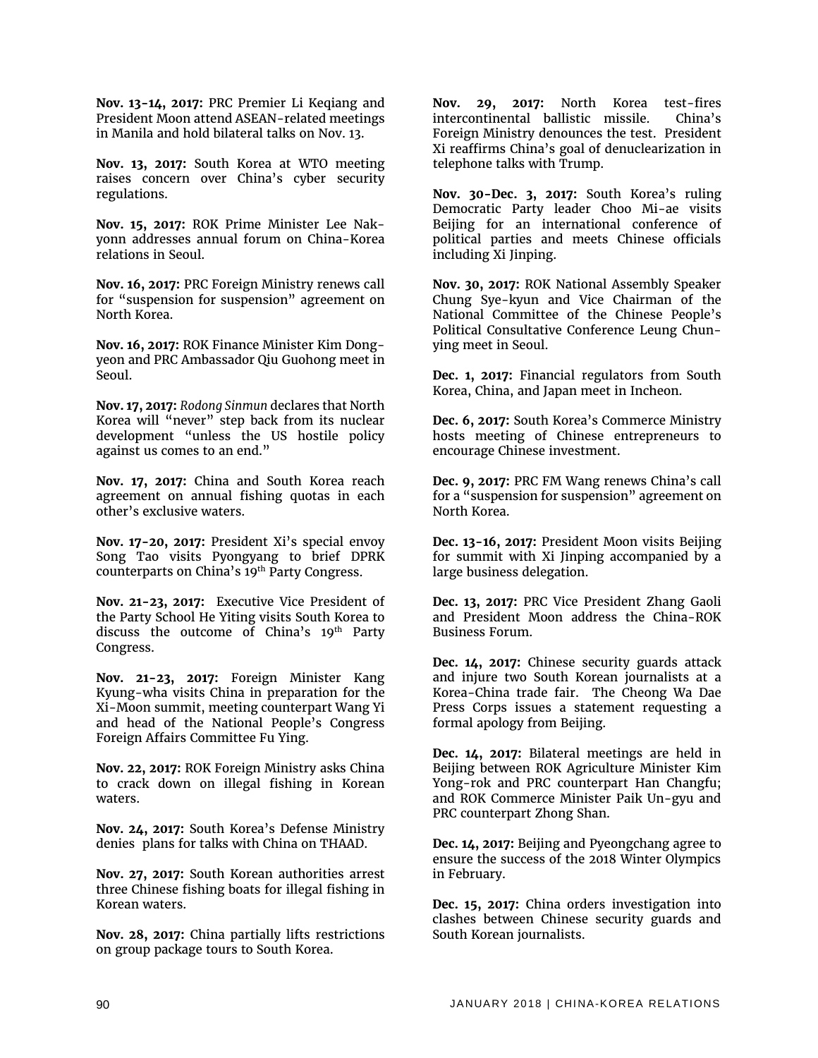**Nov. 13-14, 2017:** PRC Premier Li Keqiang and President Moon attend ASEAN-related meetings in Manila and hold bilateral talks on Nov. 13.

**Nov. 13, 2017:** South Korea at WTO meeting raises concern over China's cyber security regulations.

**Nov. 15, 2017:** ROK Prime Minister Lee Nak-yonn addresses annual forum on China-Korea relations in Seoul.

**Nov. 16, 2017:** PRC Foreign Ministry renews call for "suspension for suspension" agreement on North Korea.

**Nov. 16, 2017:** ROK Finance Minister Kim Dong-yeon and PRC Ambassador Qiu Guohong meet in Seoul.

**Nov. 17, 2017:** *Rodong Sinmun* declares that North Korea will "never" step back from its nuclear development "unless the US hostile policy against us comes to an end."

**Nov. 17, 2017:** China and South Korea reach agreement on annual fishing quotas in each other's exclusive waters.

**Nov. 17-20, 2017:** President Xi's special envoy Song Tao visits Pyongyang to brief DPRK counterparts on China's 19th Party Congress.

**Nov. 21-23, 2017:** Executive Vice President of the Party School He Yiting visits South Korea to discuss the outcome of China's 19th Party Congress.

**Nov. 21-23, 2017:** Foreign Minister Kang Kyung-wha visits China in preparation for the Xi-Moon summit, meeting counterpart Wang Yi and head of the National People's Congress Foreign Affairs Committee Fu Ying.

**Nov. 22, 2017:** ROK Foreign Ministry asks China to crack down on illegal fishing in Korean waters.

**Nov. 24, 2017:** South Korea's Defense Ministry denies plans for talks with China on THAAD.

**Nov. 27, 2017:** South Korean authorities arrest three Chinese fishing boats for illegal fishing in Korean waters.

**Nov. 28, 2017:** China partially lifts restrictions on group package tours to South Korea.

**Nov. 29, 2017:** North Korea test-fires intercontinental ballistic missile. China's Foreign Ministry denounces the test. President Xi reaffirms China's goal of denuclearization in telephone talks with Trump.

**Nov. 30-Dec. 3, 2017:** South Korea's ruling Democratic Party leader Choo Mi-ae visits Beijing for an international conference of political parties and meets Chinese officials including Xi Jinping.

**Nov. 30, 2017:** ROK National Assembly Speaker Chung Sye-kyun and Vice Chairman of the National Committee of the Chinese People's Political Consultative Conference Leung Chun-ying meet in Seoul.

**Dec. 1, 2017:** Financial regulators from South Korea, China, and Japan meet in Incheon.

**Dec. 6, 2017:** South Korea's Commerce Ministry hosts meeting of Chinese entrepreneurs to encourage Chinese investment.

**Dec. 9, 2017:** PRC FM Wang renews China's call for a "suspension for suspension" agreement on North Korea.

**Dec. 13-16, 2017:** President Moon visits Beijing for summit with Xi Jinping accompanied by a large business delegation.

**Dec. 13, 2017:** PRC Vice President Zhang Gaoli and President Moon address the China-ROK Business Forum.

**Dec. 14, 2017:** Chinese security guards attack and injure two South Korean journalists at a Korea-China trade fair. The Cheong Wa Dae Press Corps issues a statement requesting a formal apology from Beijing.

**Dec. 14, 2017:** Bilateral meetings are held in Beijing between ROK Agriculture Minister Kim Yong-rok and PRC counterpart Han Changfu; and ROK Commerce Minister Paik Un-gyu and PRC counterpart Zhong Shan.

**Dec. 14, 2017:** Beijing and Pyeongchang agree to ensure the success of the 2018 Winter Olympics in February.

**Dec. 15, 2017:** China orders investigation into clashes between Chinese security guards and South Korean journalists.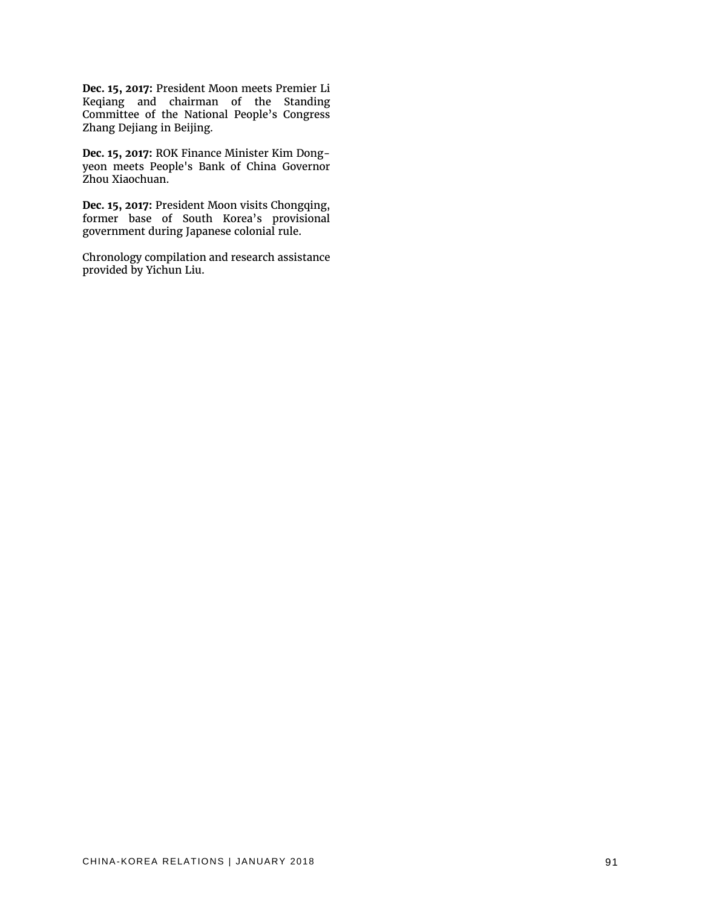**Dec. 15, 2017:** President Moon meets Premier Li Keqiang and chairman of the Standing Committee of the National People's Congress Zhang Dejiang in Beijing.

**Dec. 15, 2017:** ROK Finance Minister Kim Dong-yeon meets People's Bank of China Governor Zhou Xiaochuan.

**Dec. 15, 2017:** President Moon visits Chongqing, former base of South Korea's provisional government during Japanese colonial rule.

Chronology compilation and research assistance provided by Yichun Liu.